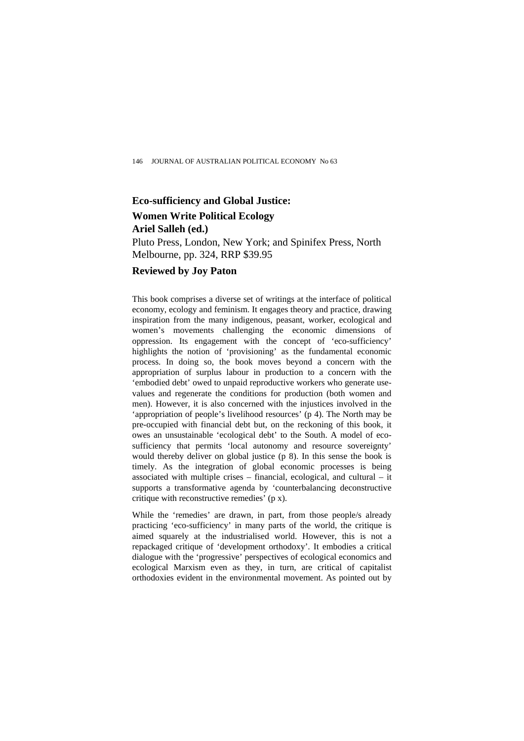## Eco-sufficiency and Global Justice: Women Write Political Ecology

**Ariel Salleh (ed.)**

Pluto Press, London, New York; and Spinifex Press, North Melbourne, pp. 324, RRP $39.95

**Reviewed by Joy Paton**

This book comprises a diverse set of writings at the interface of political economy, ecology and feminism. It engages theory and practice, drawing inspiration from the many indigenous, peasant, worker, ecological and women's movements challenging the economic dimensions of oppression. Its engagement with the concept of 'eco-sufficiency' highlights the notion of 'provisioning' as the fundamental economic process. In doing so, the book moves beyond a concern with the appropriation of surplus labour in production to a concern with the 'embodied debt' owed to unpaid reproductive workers who generate use-values and regenerate the conditions for production (both women and men). However, it is also concerned with the injustices involved in the 'appropriation of people's livelihood resources' (p 4). The North may be pre-occupied with financial debt but, on the reckoning of this book, it owes an unsustainable 'ecological debt' to the South. A model of eco-sufficiency that permits 'local autonomy and resource sovereignty' would thereby deliver on global justice (p 8). In this sense the book is timely. As the integration of global economic processes is being associated with multiple crises – financial, ecological, and cultural – it supports a transformative agenda by 'counterbalancing deconstructive critique with reconstructive remedies' (p x).

While the 'remedies' are drawn, in part, from those people/s already practicing 'eco-sufficiency' in many parts of the world, the critique is aimed squarely at the industrialised world. However, this is not a repackaged critique of 'development orthodoxy'. It embodies a critical dialogue with the 'progressive' perspectives of ecological economics and ecological Marxism even as they, in turn, are critical of capitalist orthodoxies evident in the environmental movement. As pointed out by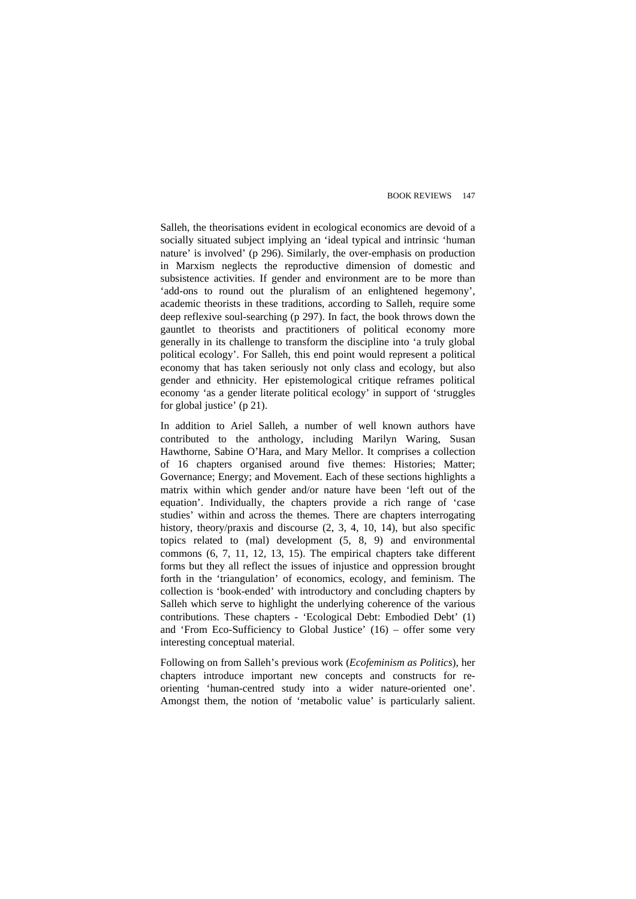Salleh, the theorisations evident in ecological economics are devoid of a socially situated subject implying an 'ideal typical and intrinsic 'human nature' is involved' (p 296). Similarly, the over-emphasis on production in Marxism neglects the reproductive dimension of domestic and subsistence activities. If gender and environment are to be more than 'add-ons to round out the pluralism of an enlightened hegemony', academic theorists in these traditions, according to Salleh, require some deep reflexive soul-searching (p 297). In fact, the book throws down the gauntlet to theorists and practitioners of political economy more generally in its challenge to transform the discipline into 'a truly global political ecology'. For Salleh, this end point would represent a political economy that has taken seriously not only class and ecology, but also gender and ethnicity. Her epistemological critique reframes political economy 'as a gender literate political ecology' in support of 'struggles for global justice' (p 21).

In addition to Ariel Salleh, a number of well known authors have contributed to the anthology, including Marilyn Waring, Susan Hawthorne, Sabine O'Hara, and Mary Mellor. It comprises a collection of 16 chapters organised around five themes: Histories; Matter; Governance; Energy; and Movement. Each of these sections highlights a matrix within which gender and/or nature have been 'left out of the equation'. Individually, the chapters provide a rich range of 'case studies' within and across the themes. There are chapters interrogating history, theory/praxis and discourse (2, 3, 4, 10, 14), but also specific topics related to (mal) development (5, 8, 9) and environmental commons (6, 7, 11, 12, 13, 15). The empirical chapters take different forms but they all reflect the issues of injustice and oppression brought forth in the 'triangulation' of economics, ecology, and feminism. The collection is 'book-ended' with introductory and concluding chapters by Salleh which serve to highlight the underlying coherence of the various contributions. These chapters - 'Ecological Debt: Embodied Debt' (1) and 'From Eco-Sufficiency to Global Justice' (16) – offer some very interesting conceptual material.

Following on from Salleh's previous work (*Ecofeminism as Politics*), her chapters introduce important new concepts and constructs for re-orienting 'human-centred study into a wider nature-oriented one'. Amongst them, the notion of 'metabolic value' is particularly salient.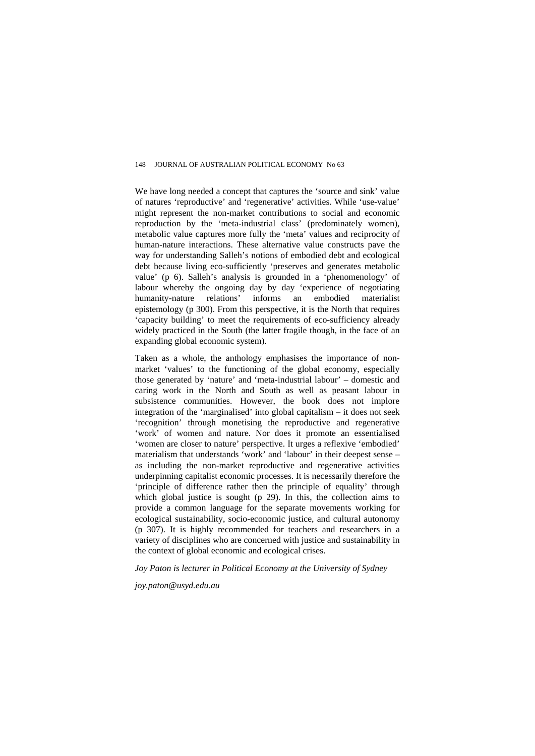We have long needed a concept that captures the 'source and sink' value of natures 'reproductive' and 'regenerative' activities. While 'use-value' might represent the non-market contributions to social and economic reproduction by the 'meta-industrial class' (predominately women), metabolic value captures more fully the 'meta' values and reciprocity of human-nature interactions. These alternative value constructs pave the way for understanding Salleh's notions of embodied debt and ecological debt because living eco-sufficiently 'preserves and generates metabolic value' (p 6). Salleh's analysis is grounded in a 'phenomenology' of labour whereby the ongoing day by day 'experience of negotiating humanity-nature relations' informs an embodied materialist epistemology (p 300). From this perspective, it is the North that requires 'capacity building' to meet the requirements of eco-sufficiency already widely practiced in the South (the latter fragile though, in the face of an expanding global economic system).

Taken as a whole, the anthology emphasises the importance of non-market 'values' to the functioning of the global economy, especially those generated by 'nature' and 'meta-industrial labour' – domestic and caring work in the North and South as well as peasant labour in subsistence communities. However, the book does not implore integration of the 'marginalised' into global capitalism – it does not seek 'recognition' through monetising the reproductive and regenerative 'work' of women and nature. Nor does it promote an essentialised 'women are closer to nature' perspective. It urges a reflexive 'embodied' materialism that understands 'work' and 'labour' in their deepest sense – as including the non-market reproductive and regenerative activities underpinning capitalist economic processes. It is necessarily therefore the 'principle of difference rather then the principle of equality' through which global justice is sought (p 29). In this, the collection aims to provide a common language for the separate movements working for ecological sustainability, socio-economic justice, and cultural autonomy (p 307). It is highly recommended for teachers and researchers in a variety of disciplines who are concerned with justice and sustainability in the context of global economic and ecological crises.

*Joy Paton is lecturer in Political Economy at the University of Sydney*

*joy.paton@usyd.edu.au*